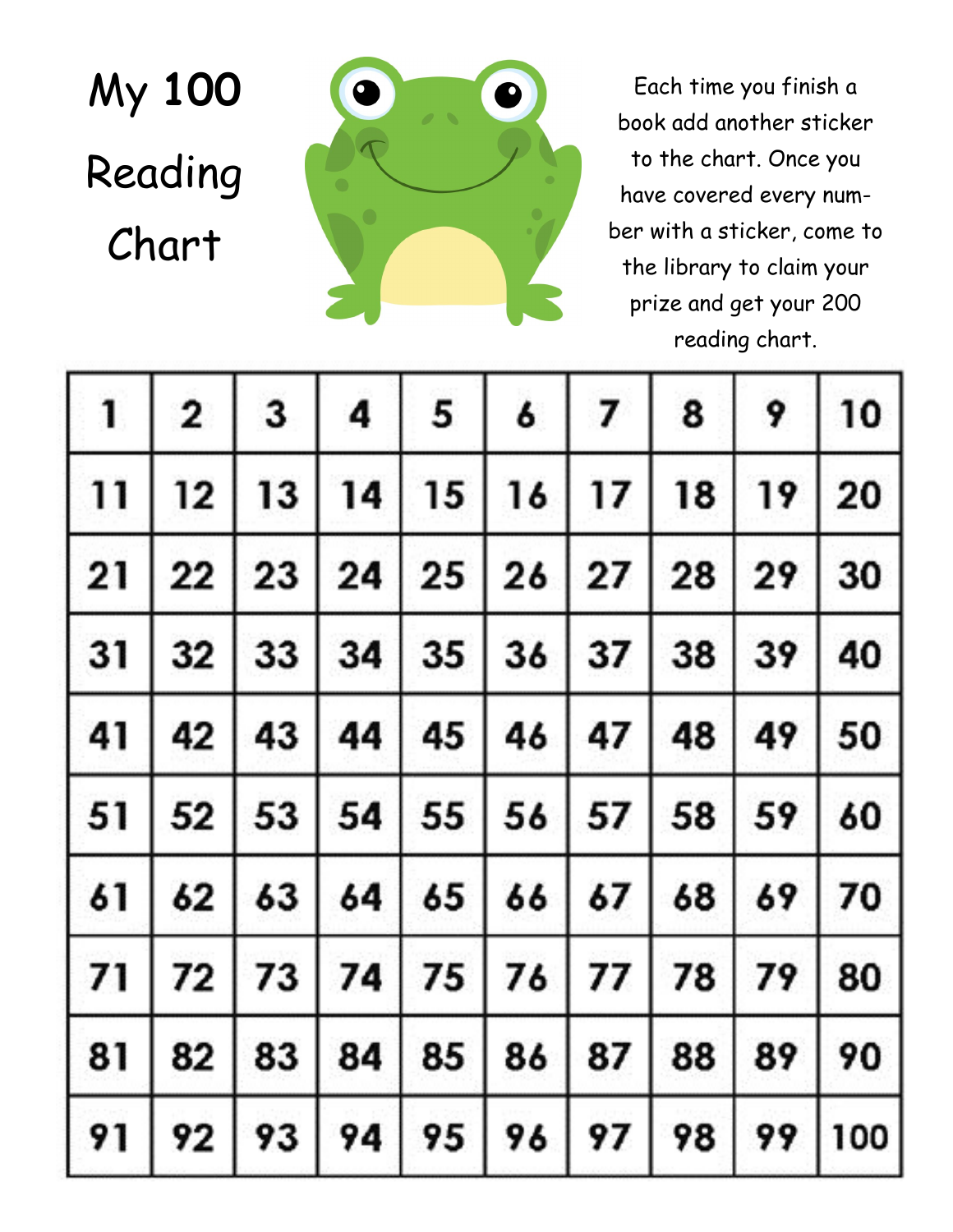# My 100 Reading Chart

Each time you finish a book add another sticker to the chart. Once you have covered every number with a sticker, come to the library to claim your prize and get your 200 reading chart.

| 1 | 2 | 3 | 4 | 5 | 6 | 7 | 8 | 9 | 10 |
|---|---|---|---|---|---|---|---|---|---|
| 11 | 12 | 13 | 14 | 15 | 16 | 17 | 18 | 19 | 20 |
| 21 | 22 | 23 | 24 | 25 | 26 | 27 | 28 | 29 | 30 |
| 31 | 32 | 33 | 34 | 35 | 36 | 37 | 38 | 39 | 40 |
| 41 | 42 | 43 | 44 | 45 | 46 | 47 | 48 | 49 | 50 |
| 51 | 52 | 53 | 54 | 55 | 56 | 57 | 58 | 59 | 60 |
| 61 | 62 | 63 | 64 | 65 | 66 | 67 | 68 | 69 | 70 |
| 71 | 72 | 73 | 74 | 75 | 76 | 77 | 78 | 79 | 80 |
| 81 | 82 | 83 | 84 | 85 | 86 | 87 | 88 | 89 | 90 |
| 91 | 92 | 93 | 94 | 95 | 96 | 97 | 98 | 99 | 100 |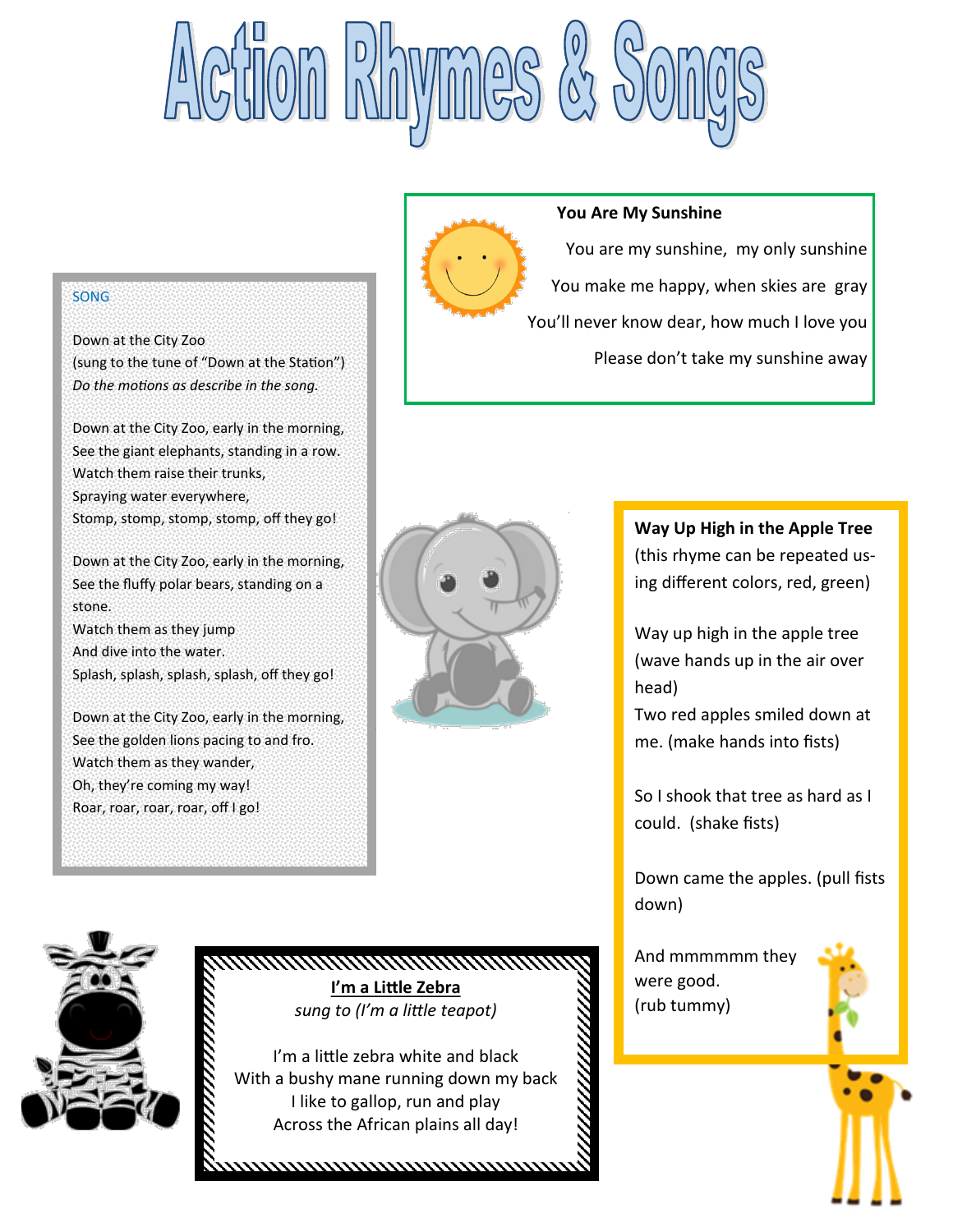# Action Rhymes & Songs

**You Are My Sunshine**

You are my sunshine, my only sunshine
You make me happy, when skies are gray
You'll never know dear, how much I love you
Please don't take my sunshine away

SONG

Down at the City Zoo
(sung to the tune of "Down at the Station")
*Do the motions as describe in the song.*

Down at the City Zoo, early in the morning,
See the giant elephants, standing in a row.
Watch them raise their trunks,
Spraying water everywhere,
Stomp, stomp, stomp, stomp, off they go!

Down at the City Zoo, early in the morning,
See the fluffy polar bears, standing on a stone.
Watch them as they jump
And dive into the water.
Splash, splash, splash, splash, off they go!

Down at the City Zoo, early in the morning,
See the golden lions pacing to and fro.
Watch them as they wander,
Oh, they're coming my way!
Roar, roar, roar, roar, off I go!

**Way Up High in the Apple Tree**
(this rhyme can be repeated using different colors, red, green)

Way up high in the apple tree (wave hands up in the air over head)
Two red apples smiled down at me. (make hands into fists)

So I shook that tree as hard as I could. (shake fists)

Down came the apples. (pull fists down)

And mmmmmm they were good.
(rub tummy)

**I'm a Little Zebra**
*sung to (I'm a little teapot)*

I'm a little zebra white and black
With a bushy mane running down my back
I like to gallop, run and play
Across the African plains all day!